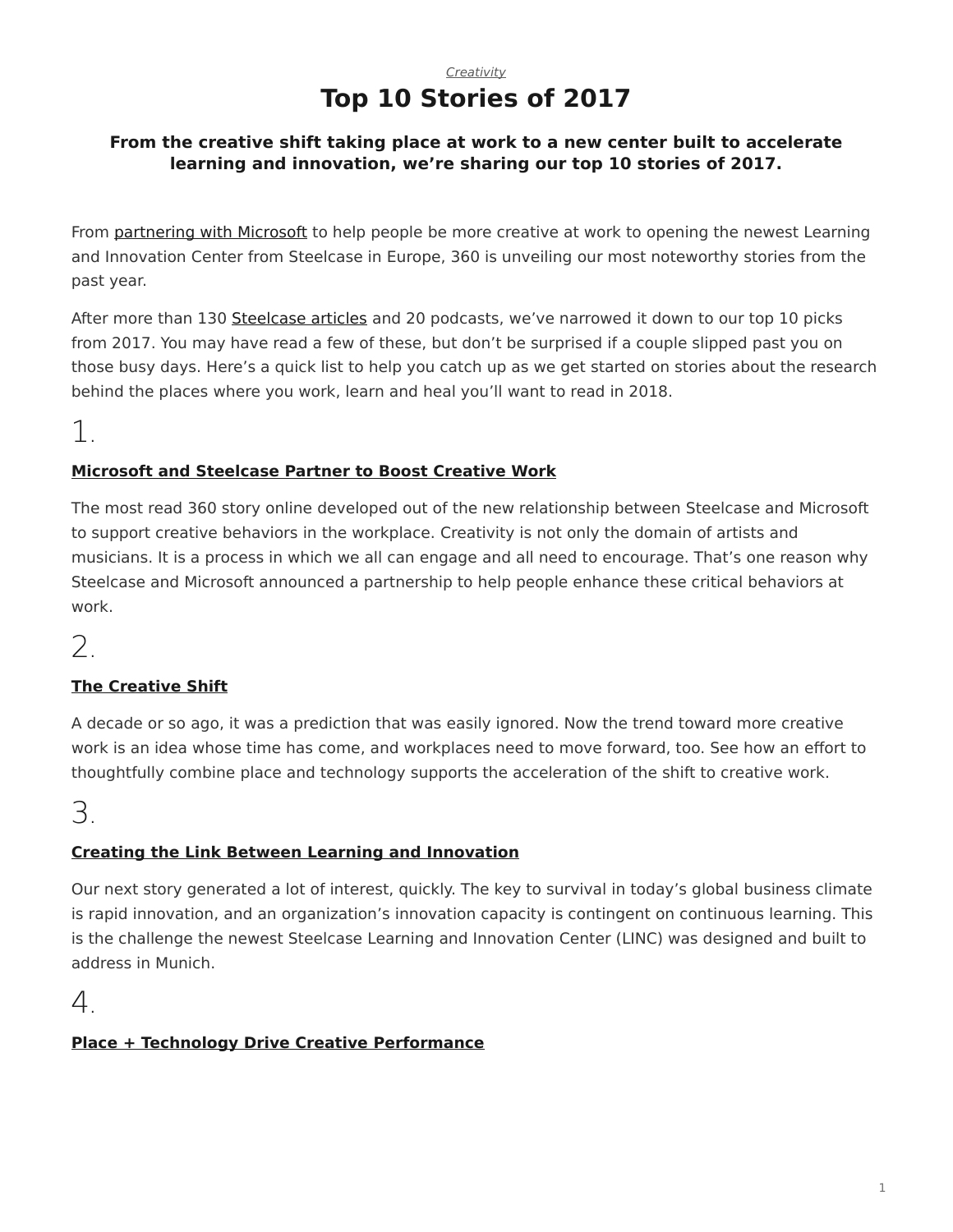*Creativity*

# Top 10 Stories of 2017

### From the creative shift taking place at work to a new center built to accelerate learning and innovation, we're sharing our top 10 stories of 2017.

From partnering with Microsoft to help people be more creative at work to opening the newest Learning and Innovation Center from Steelcase in Europe, 360 is unveiling our most noteworthy stories from the past year.

After more than 130 Steelcase articles and 20 podcasts, we've narrowed it down to our top 10 picks from 2017. You may have read a few of these, but don't be surprised if a couple slipped past you on those busy days. Here's a quick list to help you catch up as we get started on stories about the research behind the places where you work, learn and heal you'll want to read in 2018.

## 1.

**Microsoft and Steelcase Partner to Boost Creative Work**

The most read 360 story online developed out of the new relationship between Steelcase and Microsoft to support creative behaviors in the workplace. Creativity is not only the domain of artists and musicians. It is a process in which we all can engage and all need to encourage. That's one reason why Steelcase and Microsoft announced a partnership to help people enhance these critical behaviors at work.

## 2.

**The Creative Shift**

A decade or so ago, it was a prediction that was easily ignored. Now the trend toward more creative work is an idea whose time has come, and workplaces need to move forward, too. See how an effort to thoughtfully combine place and technology supports the acceleration of the shift to creative work.

## 3.

**Creating the Link Between Learning and Innovation**

Our next story generated a lot of interest, quickly. The key to survival in today's global business climate is rapid innovation, and an organization's innovation capacity is contingent on continuous learning. This is the challenge the newest Steelcase Learning and Innovation Center (LINC) was designed and built to address in Munich.

## 4.

**Place + Technology Drive Creative Performance**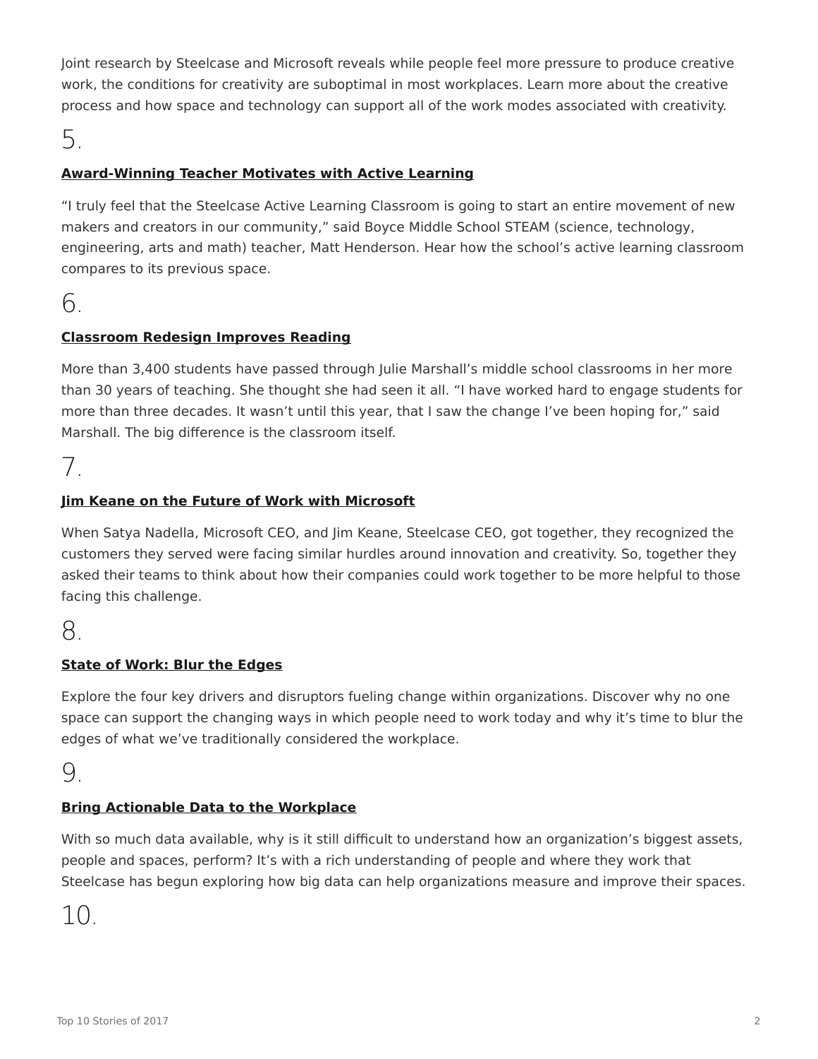Joint research by Steelcase and Microsoft reveals while people feel more pressure to produce creative work, the conditions for creativity are suboptimal in most workplaces. Learn more about the creative process and how space and technology can support all of the work modes associated with creativity.

## 5.

**Award-Winning Teacher Motivates with Active Learning**

"I truly feel that the Steelcase Active Learning Classroom is going to start an entire movement of new makers and creators in our community," said Boyce Middle School STEAM (science, technology, engineering, arts and math) teacher, Matt Henderson. Hear how the school's active learning classroom compares to its previous space.

## 6.

**Classroom Redesign Improves Reading**

More than 3,400 students have passed through Julie Marshall's middle school classrooms in her more than 30 years of teaching. She thought she had seen it all. "I have worked hard to engage students for more than three decades. It wasn't until this year, that I saw the change I've been hoping for," said Marshall. The big difference is the classroom itself.

## 7.

**Jim Keane on the Future of Work with Microsoft**

When Satya Nadella, Microsoft CEO, and Jim Keane, Steelcase CEO, got together, they recognized the customers they served were facing similar hurdles around innovation and creativity. So, together they asked their teams to think about how their companies could work together to be more helpful to those facing this challenge.

## 8.

**State of Work: Blur the Edges**

Explore the four key drivers and disruptors fueling change within organizations. Discover why no one space can support the changing ways in which people need to work today and why it's time to blur the edges of what we've traditionally considered the workplace.

## 9.

**Bring Actionable Data to the Workplace**

With so much data available, why is it still difficult to understand how an organization's biggest assets, people and spaces, perform? It's with a rich understanding of people and where they work that Steelcase has begun exploring how big data can help organizations measure and improve their spaces.

## 10.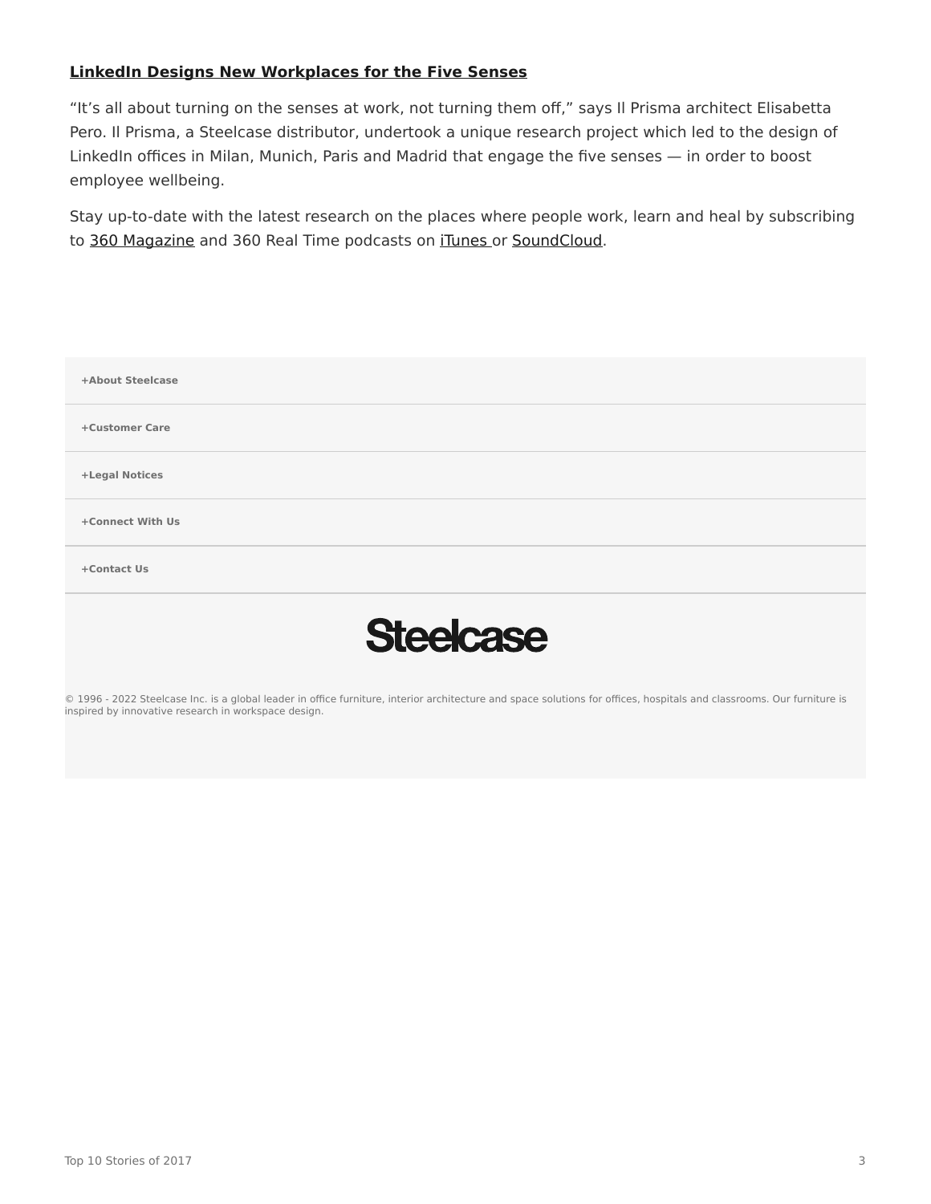**LinkedIn Designs New Workplaces for the Five Senses**

"It's all about turning on the senses at work, not turning them off," says Il Prisma architect Elisabetta Pero. Il Prisma, a Steelcase distributor, undertook a unique research project which led to the design of LinkedIn offices in Milan, Munich, Paris and Madrid that engage the five senses — in order to boost employee wellbeing.

Stay up-to-date with the latest research on the places where people work, learn and heal by subscribing to 360 Magazine and 360 Real Time podcasts on iTunes or SoundCloud.

+About Steelcase

+Customer Care

+Legal Notices

+Connect With Us

+Contact Us

Steelcase

© 1996 - 2022 Steelcase Inc. is a global leader in office furniture, interior architecture and space solutions for offices, hospitals and classrooms. Our furniture is inspired by innovative research in workspace design.